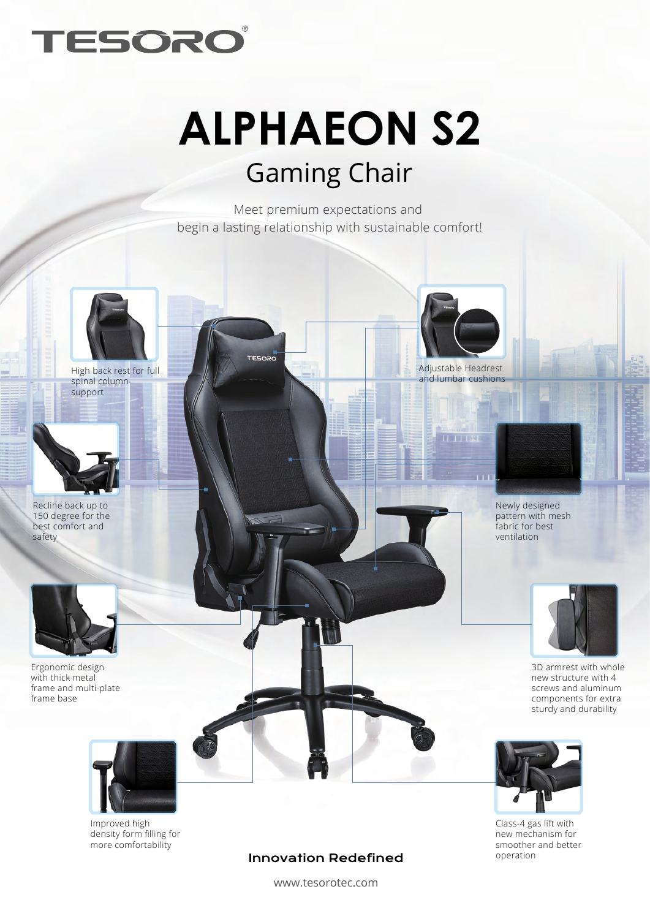# TESORO

# ALPHAEON S2

## Gaming Chair

Meet premium expectations and begin a lasting relationship with sustainable comfort!

High back rest for full spinal column support

Adjustable Headrest and lumbar cushions

Recline back up to 150 degree for the best comfort and safety

Newly designed pattern with mesh fabric for best ventilation

Ergonomic design with thick metal frame and multi-plate frame base

3D armrest with whole new structure with 4 screws and aluminum components for extra sturdy and durability

Improved high density form filling for more comfortability

Class-4 gas lift with new mechanism for smoother and better operation

**Innovation Redefined**

www.tesorotec.com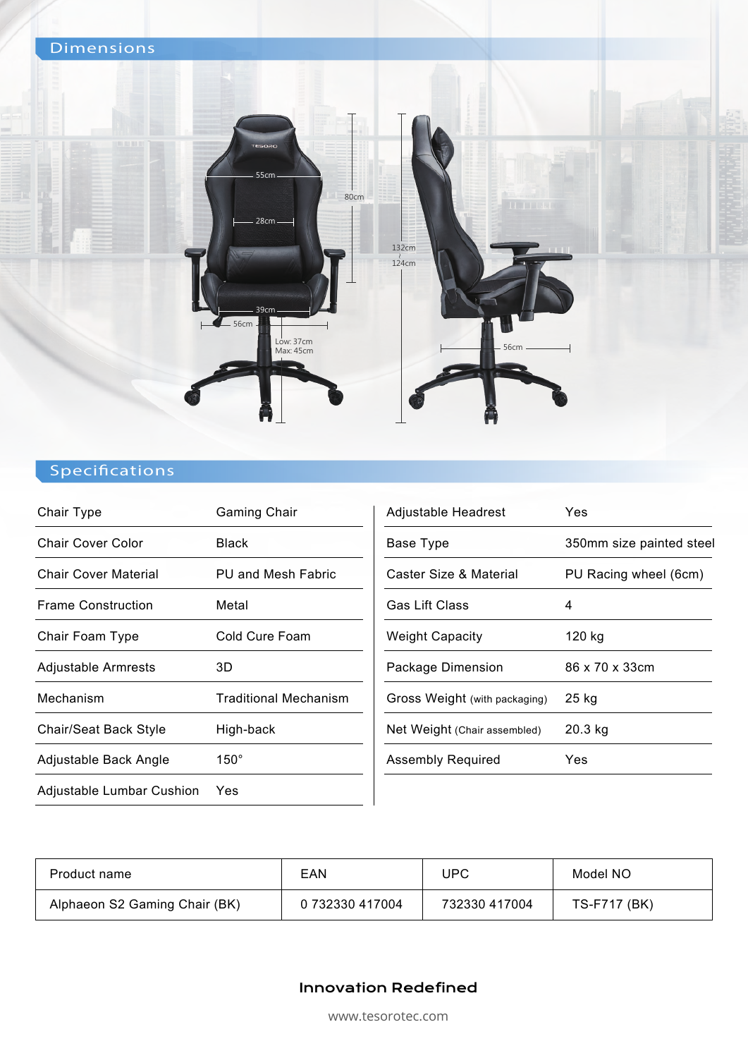## Dimensions

55cm
28cm
80cm
39cm
56cm
Low: 37cm
Max: 45cm
132cm
124cm
56cm

## Specifications

| | |
|---|---|
| Chair Type | Gaming Chair |
| Chair Cover Color | Black |
| Chair Cover Material | PU and Mesh Fabric |
| Frame Construction | Metal |
| Chair Foam Type | Cold Cure Foam |
| Adjustable Armrests | 3D |
| Mechanism | Traditional Mechanism |
| Chair/Seat Back Style | High-back |
| Adjustable Back Angle | 150° |
| Adjustable Lumbar Cushion | Yes |
| Adjustable Headrest | Yes |
| Base Type | 350mm size painted steel |
| Caster Size & Material | PU Racing wheel (6cm) |
| Gas Lift Class | 4 |
| Weight Capacity | 120 kg |
| Package Dimension | 86 x 70 x 33cm |
| Gross Weight (with packaging) | 25 kg |
| Net Weight (Chair assembled) | 20.3 kg |
| Assembly Required | Yes |

| Product name | EAN | UPC | Model NO |
|---|---|---|---|
| Alphaeon S2 Gaming Chair (BK) | 0 732330 417004 | 732330 417004 | TS-F717 (BK) |

**Innovation Redefined**

www.tesorotec.com